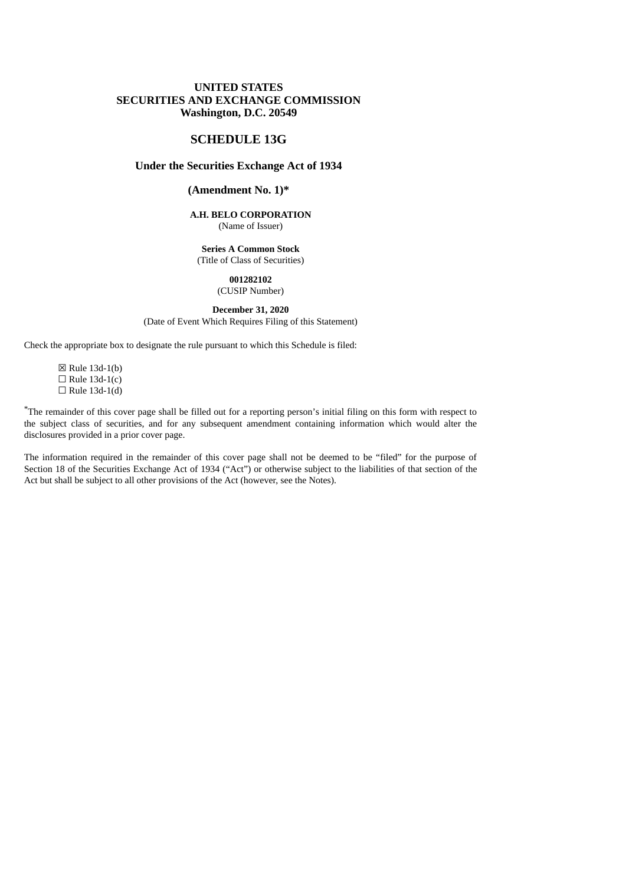**UNITED STATES**
**SECURITIES AND EXCHANGE COMMISSION**
**Washington, D.C. 20549**

# SCHEDULE 13G

## Under the Securities Exchange Act of 1934

### (Amendment No. 1)*

**A.H. BELO CORPORATION**
(Name of Issuer)

**Series A Common Stock**
(Title of Class of Securities)

**001282102**
(CUSIP Number)

**December 31, 2020**
(Date of Event Which Requires Filing of this Statement)

Check the appropriate box to designate the rule pursuant to which this Schedule is filed:

☒ Rule 13d-1(b)
☐ Rule 13d-1(c)
☐ Rule 13d-1(d)

*The remainder of this cover page shall be filled out for a reporting person's initial filing on this form with respect to the subject class of securities, and for any subsequent amendment containing information which would alter the disclosures provided in a prior cover page.

The information required in the remainder of this cover page shall not be deemed to be "filed" for the purpose of Section 18 of the Securities Exchange Act of 1934 ("Act") or otherwise subject to the liabilities of that section of the Act but shall be subject to all other provisions of the Act (however, see the Notes).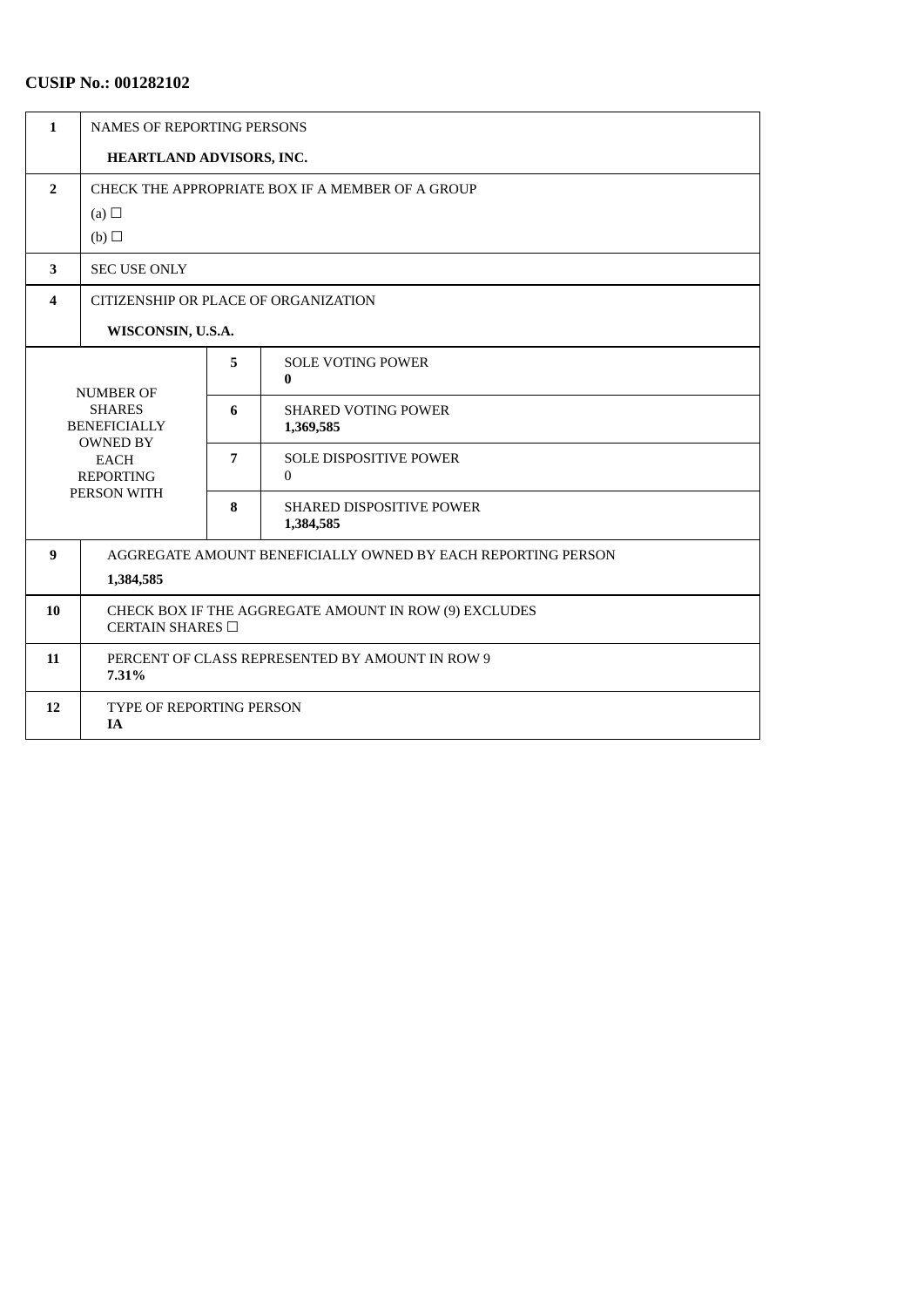**CUSIP No.: 001282102**

| | | | |
|---|---|---|---|
| 1 | NAMES OF REPORTING PERSONS<br>**HEARTLAND ADVISORS, INC.** | | |
| 2 | CHECK THE APPROPRIATE BOX IF A MEMBER OF A GROUP<br>(a) ☐<br>(b) ☐ | | |
| 3 | SEC USE ONLY | | |
| 4 | CITIZENSHIP OR PLACE OF ORGANIZATION<br>**WISCONSIN, U.S.A.** | | |
| NUMBER OF SHARES BENEFICIALLY OWNED BY EACH REPORTING PERSON WITH | | 5 | SOLE VOTING POWER<br>**0** |
| | | 6 | SHARED VOTING POWER<br>**1,369,585** |
| | | 7 | SOLE DISPOSITIVE POWER<br>0 |
| | | 8 | SHARED DISPOSITIVE POWER<br>**1,384,585** |
| 9 | AGGREGATE AMOUNT BENEFICIALLY OWNED BY EACH REPORTING PERSON<br>**1,384,585** | | |
| 10 | CHECK BOX IF THE AGGREGATE AMOUNT IN ROW (9) EXCLUDES CERTAIN SHARES ☐ | | |
| 11 | PERCENT OF CLASS REPRESENTED BY AMOUNT IN ROW 9<br>**7.31%** | | |
| 12 | TYPE OF REPORTING PERSON<br>**IA** | | |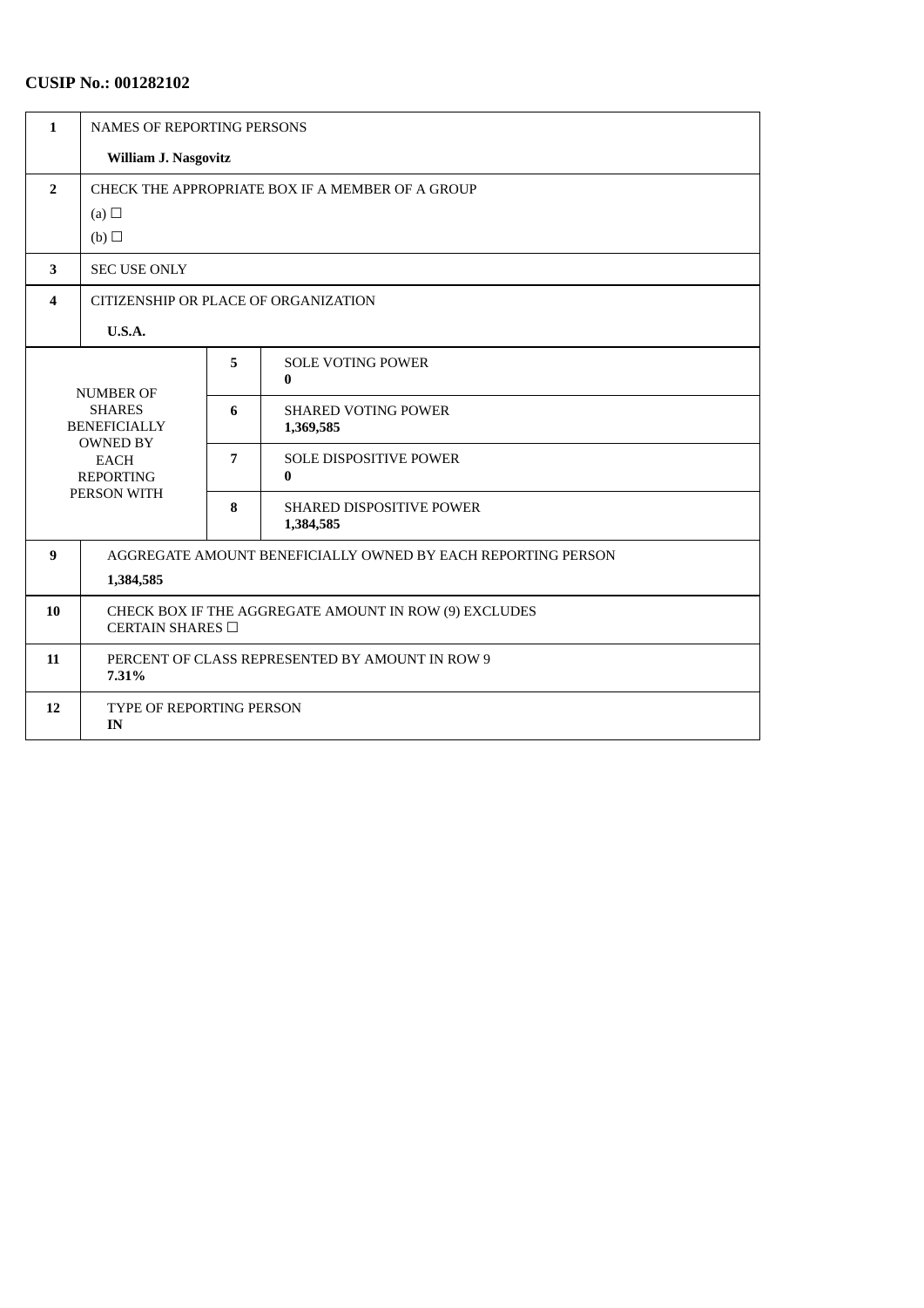**CUSIP No.: 001282102**

| | | | |
|---|---|---|---|
| 1 | NAMES OF REPORTING PERSONS<br>**William J. Nasgovitz** | | |
| 2 | CHECK THE APPROPRIATE BOX IF A MEMBER OF A GROUP<br>(a) ☐<br>(b) ☐ | | |
| 3 | SEC USE ONLY | | |
| 4 | CITIZENSHIP OR PLACE OF ORGANIZATION<br>**U.S.A.** | | |
| NUMBER OF SHARES BENEFICIALLY OWNED BY EACH REPORTING PERSON WITH | 5 | SOLE VOTING POWER<br>**0** | |
| | 6 | SHARED VOTING POWER<br>**1,369,585** | |
| | 7 | SOLE DISPOSITIVE POWER<br>**0** | |
| | 8 | SHARED DISPOSITIVE POWER<br>**1,384,585** | |
| 9 | AGGREGATE AMOUNT BENEFICIALLY OWNED BY EACH REPORTING PERSON<br>**1,384,585** | | |
| 10 | CHECK BOX IF THE AGGREGATE AMOUNT IN ROW (9) EXCLUDES CERTAIN SHARES ☐ | | |
| 11 | PERCENT OF CLASS REPRESENTED BY AMOUNT IN ROW 9<br>**7.31%** | | |
| 12 | TYPE OF REPORTING PERSON<br>**IN** | | |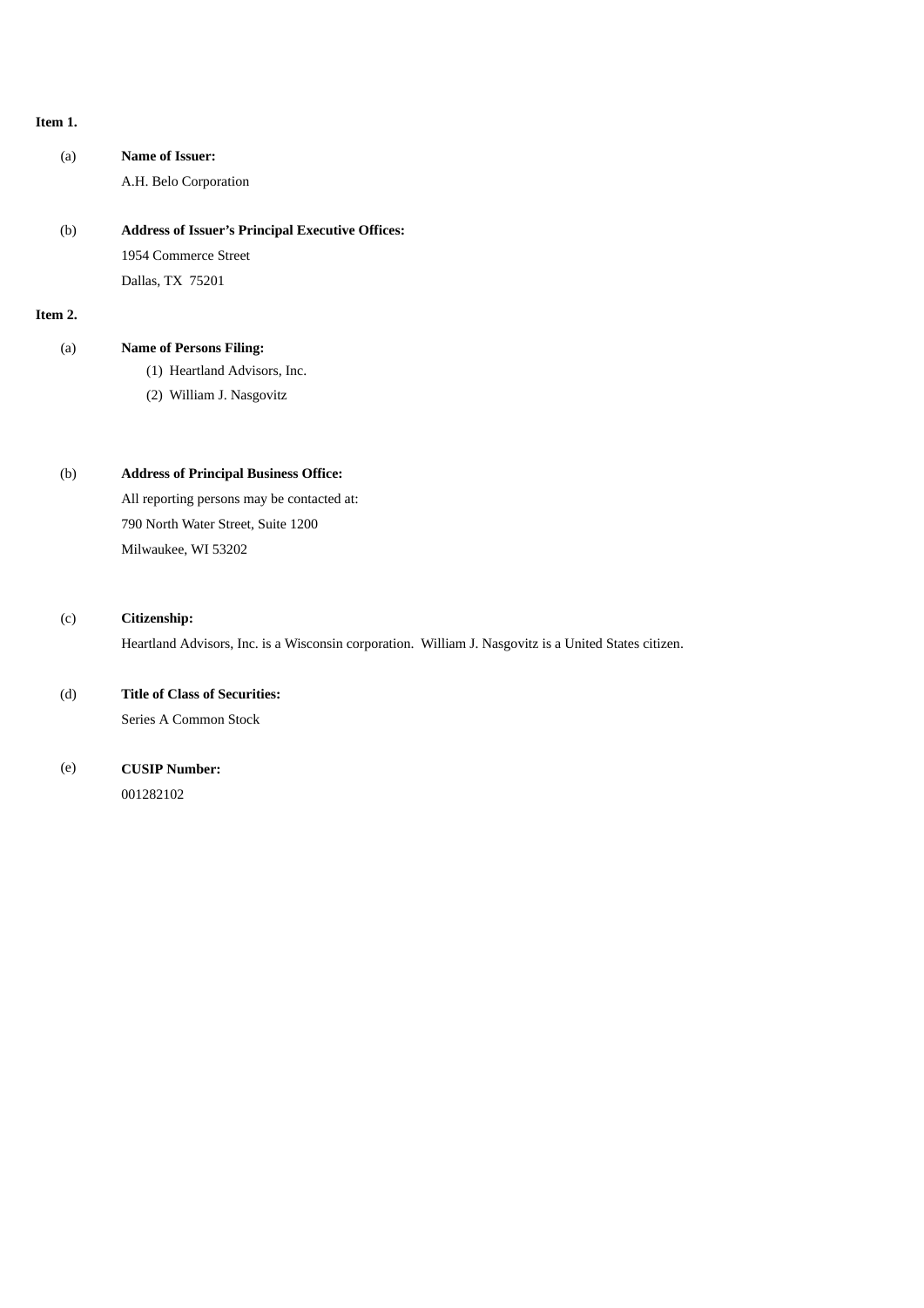**Item 1.**

(a) **Name of Issuer:**

A.H. Belo Corporation

(b) **Address of Issuer's Principal Executive Offices:**

1954 Commerce Street

Dallas, TX 75201

**Item 2.**

(a) **Name of Persons Filing:**

(1) Heartland Advisors, Inc.

(2) William J. Nasgovitz

(b) **Address of Principal Business Office:**

All reporting persons may be contacted at:

790 North Water Street, Suite 1200

Milwaukee, WI 53202

(c) **Citizenship:**

Heartland Advisors, Inc. is a Wisconsin corporation. William J. Nasgovitz is a United States citizen.

(d) **Title of Class of Securities:**

Series A Common Stock

(e) **CUSIP Number:**

001282102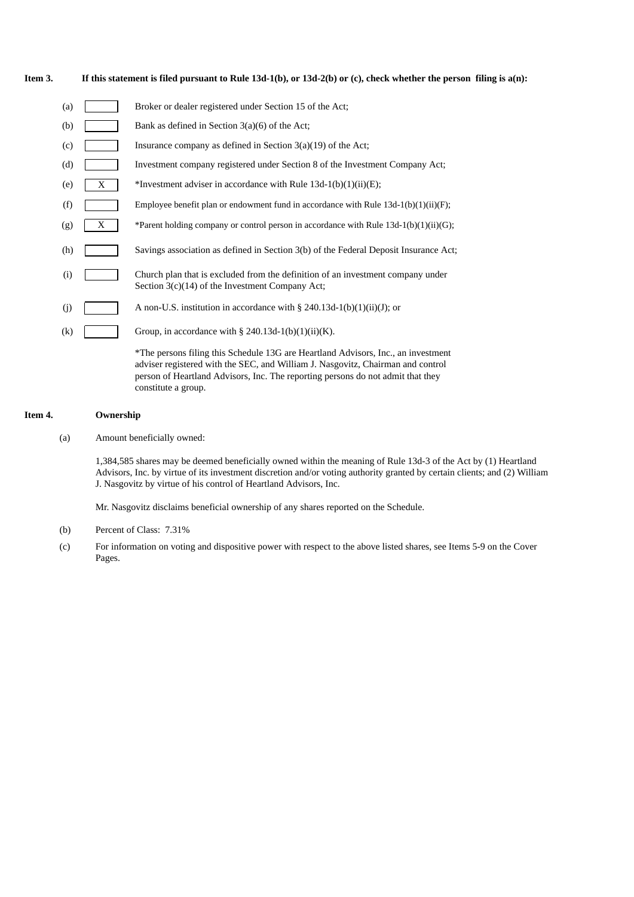**Item 3. If this statement is filed pursuant to Rule 13d-1(b), or 13d-2(b) or (c), check whether the person filing is a(n):**

(a) [ ] Broker or dealer registered under Section 15 of the Act;

(b) [ ] Bank as defined in Section 3(a)(6) of the Act;

(c) [ ] Insurance company as defined in Section 3(a)(19) of the Act;

(d) [ ] Investment company registered under Section 8 of the Investment Company Act;

(e) [X] *Investment adviser in accordance with Rule 13d-1(b)(1)(ii)(E);

(f) [ ] Employee benefit plan or endowment fund in accordance with Rule 13d-1(b)(1)(ii)(F);

(g) [X] *Parent holding company or control person in accordance with Rule 13d-1(b)(1)(ii)(G);

(h) [ ] Savings association as defined in Section 3(b) of the Federal Deposit Insurance Act;

(i) [ ] Church plan that is excluded from the definition of an investment company under Section 3(c)(14) of the Investment Company Act;

(j) [ ] A non-U.S. institution in accordance with § 240.13d-1(b)(1)(ii)(J); or

(k) [ ] Group, in accordance with § 240.13d-1(b)(1)(ii)(K).

*The persons filing this Schedule 13G are Heartland Advisors, Inc., an investment adviser registered with the SEC, and William J. Nasgovitz, Chairman and control person of Heartland Advisors, Inc. The reporting persons do not admit that they constitute a group.

**Item 4. Ownership**

(a) Amount beneficially owned:

1,384,585 shares may be deemed beneficially owned within the meaning of Rule 13d-3 of the Act by (1) Heartland Advisors, Inc. by virtue of its investment discretion and/or voting authority granted by certain clients; and (2) William J. Nasgovitz by virtue of his control of Heartland Advisors, Inc.

Mr. Nasgovitz disclaims beneficial ownership of any shares reported on the Schedule.

(b) Percent of Class: 7.31%

(c) For information on voting and dispositive power with respect to the above listed shares, see Items 5-9 on the Cover Pages.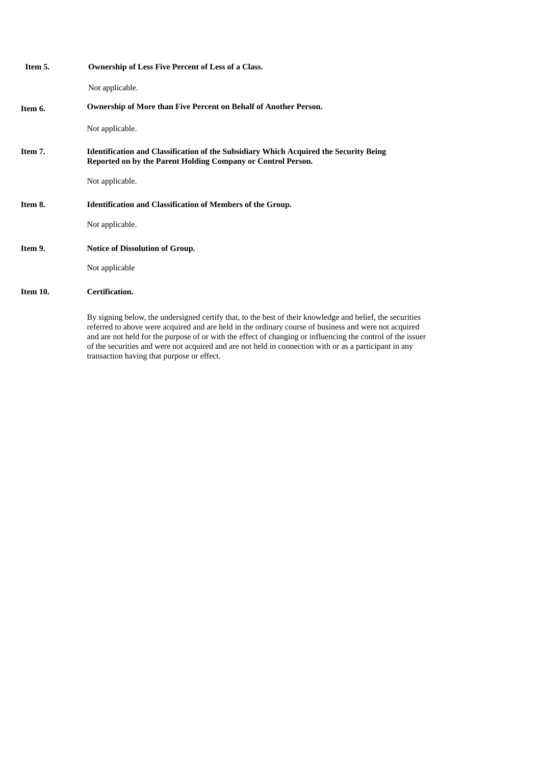**Item 5.** **Ownership of Less Five Percent of Less of a Class.**

Not applicable.

**Item 6.** **Ownership of More than Five Percent on Behalf of Another Person.**

Not applicable.

**Item 7.** **Identification and Classification of the Subsidiary Which Acquired the Security Being Reported on by the Parent Holding Company or Control Person.**

Not applicable.

**Item 8.** **Identification and Classification of Members of the Group.**

Not applicable.

**Item 9.** **Notice of Dissolution of Group.**

Not applicable

**Item 10.** **Certification.**

By signing below, the undersigned certify that, to the best of their knowledge and belief, the securities referred to above were acquired and are held in the ordinary course of business and were not acquired and are not held for the purpose of or with the effect of changing or influencing the control of the issuer of the securities and were not acquired and are not held in connection with or as a participant in any transaction having that purpose or effect.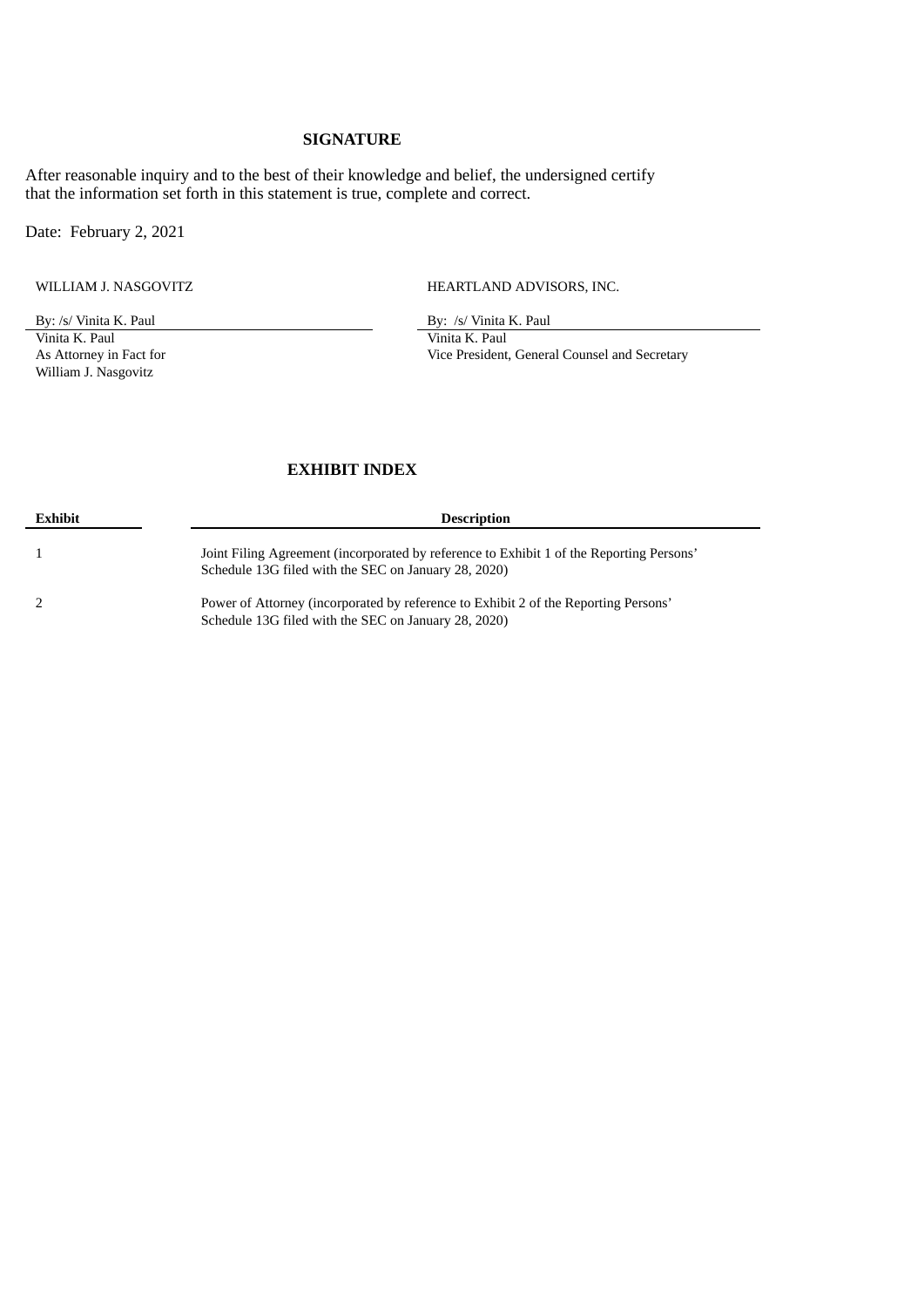## SIGNATURE

After reasonable inquiry and to the best of their knowledge and belief, the undersigned certify that the information set forth in this statement is true, complete and correct.

Date: February 2, 2021

| | |
|---|---|
| WILLIAM J. NASGOVITZ | HEARTLAND ADVISORS, INC. |
| By: /s/ Vinita K. Paul | By: /s/ Vinita K. Paul |
| Vinita K. Paul<br>As Attorney in Fact for<br>William J. Nasgovitz | Vinita K. Paul<br>Vice President, General Counsel and Secretary |

## EXHIBIT INDEX

| Exhibit | Description |
|---|---|
| 1 | Joint Filing Agreement (incorporated by reference to Exhibit 1 of the Reporting Persons' Schedule 13G filed with the SEC on January 28, 2020) |
| 2 | Power of Attorney (incorporated by reference to Exhibit 2 of the Reporting Persons' Schedule 13G filed with the SEC on January 28, 2020) |